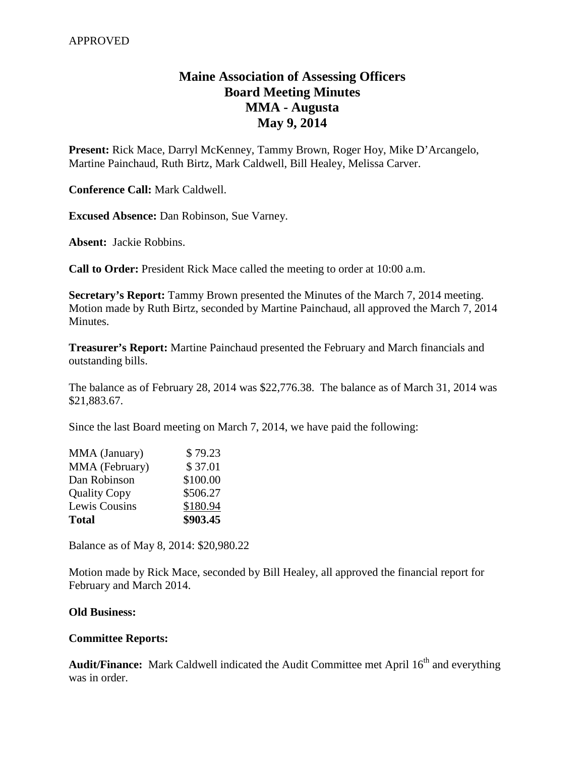APPROVED

# Maine Association of Assessing Officers
# Board Meeting Minutes
# MMA - Augusta
# May 9, 2014

**Present:** Rick Mace, Darryl McKenney, Tammy Brown, Roger Hoy, Mike D'Arcangelo, Martine Painchaud, Ruth Birtz, Mark Caldwell, Bill Healey, Melissa Carver.

**Conference Call:** Mark Caldwell.

**Excused Absence:** Dan Robinson, Sue Varney.

**Absent:** Jackie Robbins.

**Call to Order:** President Rick Mace called the meeting to order at 10:00 a.m.

**Secretary's Report:** Tammy Brown presented the Minutes of the March 7, 2014 meeting. Motion made by Ruth Birtz, seconded by Martine Painchaud, all approved the March 7, 2014 Minutes.

**Treasurer's Report:** Martine Painchaud presented the February and March financials and outstanding bills.

The balance as of February 28, 2014 was $22,776.38. The balance as of March 31, 2014 was $21,883.67.

Since the last Board meeting on March 7, 2014, we have paid the following:

| | |
|---|---|
| MMA (January) | $ 79.23 |
| MMA (February) | $ 37.01 |
| Dan Robinson | $100.00 |
| Quality Copy | $506.27 |
| Lewis Cousins | $180.94 |
| **Total** | **$903.45** |

Balance as of May 8, 2014: $20,980.22

Motion made by Rick Mace, seconded by Bill Healey, all approved the financial report for February and March 2014.

**Old Business:**

**Committee Reports:**

**Audit/Finance:** Mark Caldwell indicated the Audit Committee met April 16th and everything was in order.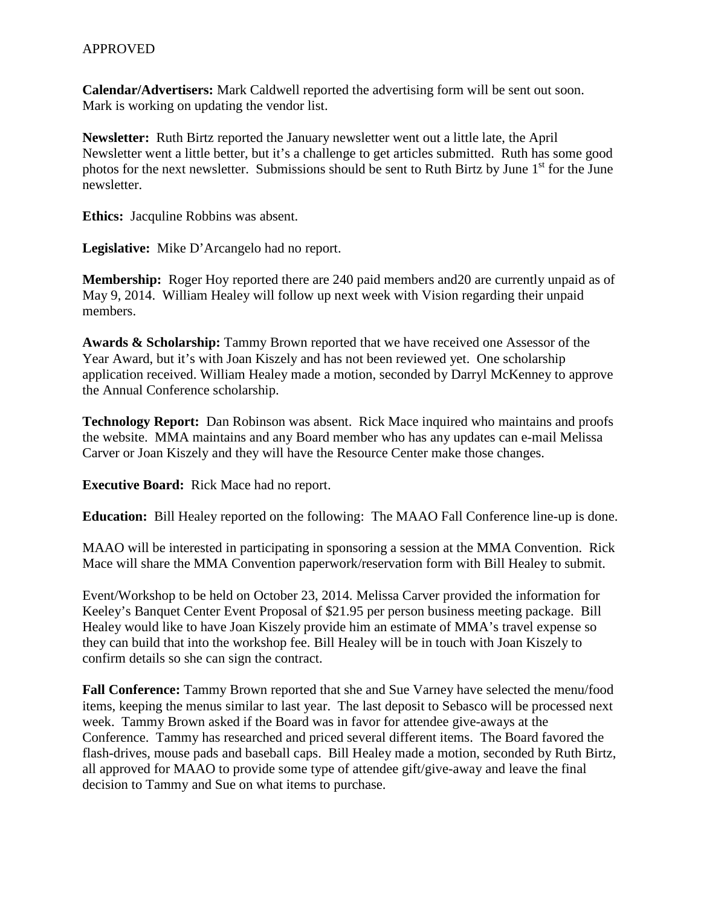APPROVED

**Calendar/Advertisers:** Mark Caldwell reported the advertising form will be sent out soon. Mark is working on updating the vendor list.

**Newsletter:** Ruth Birtz reported the January newsletter went out a little late, the April Newsletter went a little better, but it's a challenge to get articles submitted. Ruth has some good photos for the next newsletter. Submissions should be sent to Ruth Birtz by June 1st for the June newsletter.

**Ethics:** Jacquline Robbins was absent.

**Legislative:** Mike D'Arcangelo had no report.

**Membership:** Roger Hoy reported there are 240 paid members and20 are currently unpaid as of May 9, 2014. William Healey will follow up next week with Vision regarding their unpaid members.

**Awards & Scholarship:** Tammy Brown reported that we have received one Assessor of the Year Award, but it's with Joan Kiszely and has not been reviewed yet. One scholarship application received. William Healey made a motion, seconded by Darryl McKenney to approve the Annual Conference scholarship.

**Technology Report:** Dan Robinson was absent. Rick Mace inquired who maintains and proofs the website. MMA maintains and any Board member who has any updates can e-mail Melissa Carver or Joan Kiszely and they will have the Resource Center make those changes.

**Executive Board:** Rick Mace had no report.

**Education:** Bill Healey reported on the following: The MAAO Fall Conference line-up is done.

MAAO will be interested in participating in sponsoring a session at the MMA Convention. Rick Mace will share the MMA Convention paperwork/reservation form with Bill Healey to submit.

Event/Workshop to be held on October 23, 2014. Melissa Carver provided the information for Keeley's Banquet Center Event Proposal of $21.95 per person business meeting package. Bill Healey would like to have Joan Kiszely provide him an estimate of MMA's travel expense so they can build that into the workshop fee. Bill Healey will be in touch with Joan Kiszely to confirm details so she can sign the contract.

**Fall Conference:** Tammy Brown reported that she and Sue Varney have selected the menu/food items, keeping the menus similar to last year. The last deposit to Sebasco will be processed next week. Tammy Brown asked if the Board was in favor for attendee give-aways at the Conference. Tammy has researched and priced several different items. The Board favored the flash-drives, mouse pads and baseball caps. Bill Healey made a motion, seconded by Ruth Birtz, all approved for MAAO to provide some type of attendee gift/give-away and leave the final decision to Tammy and Sue on what items to purchase.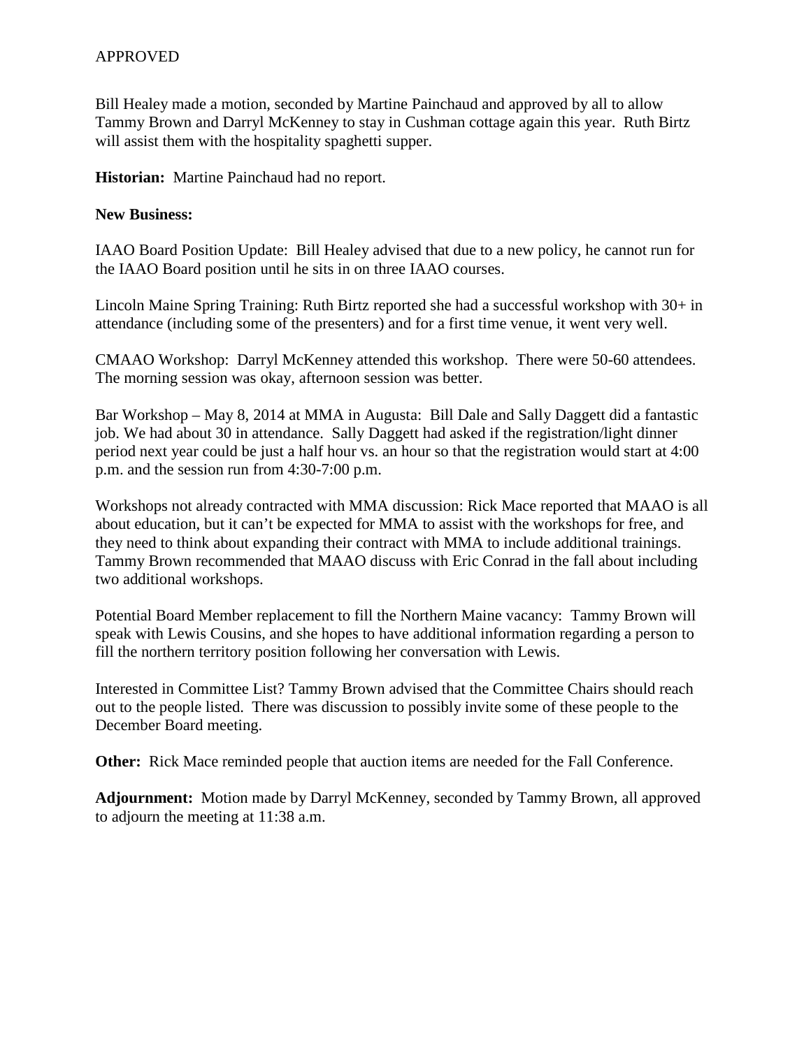APPROVED

Bill Healey made a motion, seconded by Martine Painchaud and approved by all to allow Tammy Brown and Darryl McKenney to stay in Cushman cottage again this year. Ruth Birtz will assist them with the hospitality spaghetti supper.

**Historian:** Martine Painchaud had no report.

**New Business:**

IAAO Board Position Update: Bill Healey advised that due to a new policy, he cannot run for the IAAO Board position until he sits in on three IAAO courses.

Lincoln Maine Spring Training: Ruth Birtz reported she had a successful workshop with 30+ in attendance (including some of the presenters) and for a first time venue, it went very well.

CMAAO Workshop: Darryl McKenney attended this workshop. There were 50-60 attendees. The morning session was okay, afternoon session was better.

Bar Workshop – May 8, 2014 at MMA in Augusta: Bill Dale and Sally Daggett did a fantastic job. We had about 30 in attendance. Sally Daggett had asked if the registration/light dinner period next year could be just a half hour vs. an hour so that the registration would start at 4:00 p.m. and the session run from 4:30-7:00 p.m.

Workshops not already contracted with MMA discussion: Rick Mace reported that MAAO is all about education, but it can't be expected for MMA to assist with the workshops for free, and they need to think about expanding their contract with MMA to include additional trainings. Tammy Brown recommended that MAAO discuss with Eric Conrad in the fall about including two additional workshops.

Potential Board Member replacement to fill the Northern Maine vacancy: Tammy Brown will speak with Lewis Cousins, and she hopes to have additional information regarding a person to fill the northern territory position following her conversation with Lewis.

Interested in Committee List? Tammy Brown advised that the Committee Chairs should reach out to the people listed. There was discussion to possibly invite some of these people to the December Board meeting.

**Other:** Rick Mace reminded people that auction items are needed for the Fall Conference.

**Adjournment:** Motion made by Darryl McKenney, seconded by Tammy Brown, all approved to adjourn the meeting at 11:38 a.m.